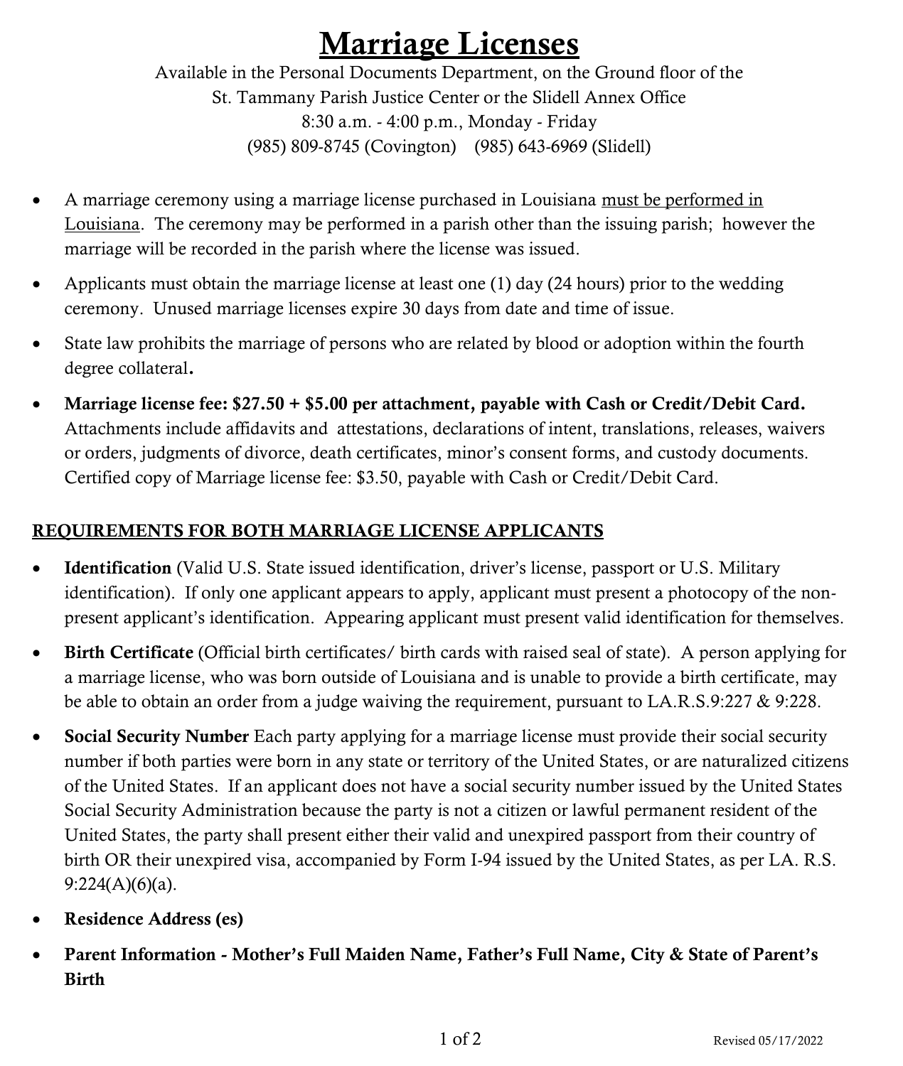# Marriage Licenses

Available in the Personal Documents Department, on the Ground floor of the
St. Tammany Parish Justice Center or the Slidell Annex Office
8:30 a.m. - 4:00 p.m., Monday - Friday
(985) 809-8745 (Covington)    (985) 643-6969 (Slidell)

- A marriage ceremony using a marriage license purchased in Louisiana must be performed in Louisiana. The ceremony may be performed in a parish other than the issuing parish; however the marriage will be recorded in the parish where the license was issued.
- Applicants must obtain the marriage license at least one (1) day (24 hours) prior to the wedding ceremony. Unused marriage licenses expire 30 days from date and time of issue.
- State law prohibits the marriage of persons who are related by blood or adoption within the fourth degree collateral.
- **Marriage license fee: $27.50 + $5.00 per attachment, payable with Cash or Credit/Debit Card.** Attachments include affidavits and attestations, declarations of intent, translations, releases, waivers or orders, judgments of divorce, death certificates, minor's consent forms, and custody documents. Certified copy of Marriage license fee: $3.50, payable with Cash or Credit/Debit Card.

## REQUIREMENTS FOR BOTH MARRIAGE LICENSE APPLICANTS

- **Identification** (Valid U.S. State issued identification, driver's license, passport or U.S. Military identification). If only one applicant appears to apply, applicant must present a photocopy of the non-present applicant's identification. Appearing applicant must present valid identification for themselves.
- **Birth Certificate** (Official birth certificates/ birth cards with raised seal of state). A person applying for a marriage license, who was born outside of Louisiana and is unable to provide a birth certificate, may be able to obtain an order from a judge waiving the requirement, pursuant to LA.R.S.9:227 & 9:228.
- **Social Security Number** Each party applying for a marriage license must provide their social security number if both parties were born in any state or territory of the United States, or are naturalized citizens of the United States. If an applicant does not have a social security number issued by the United States Social Security Administration because the party is not a citizen or lawful permanent resident of the United States, the party shall present either their valid and unexpired passport from their country of birth OR their unexpired visa, accompanied by Form I-94 issued by the United States, as per LA. R.S. 9:224(A)(6)(a).
- **Residence Address (es)**
- **Parent Information - Mother's Full Maiden Name, Father's Full Name, City & State of Parent's Birth**

Revised 05/17/2022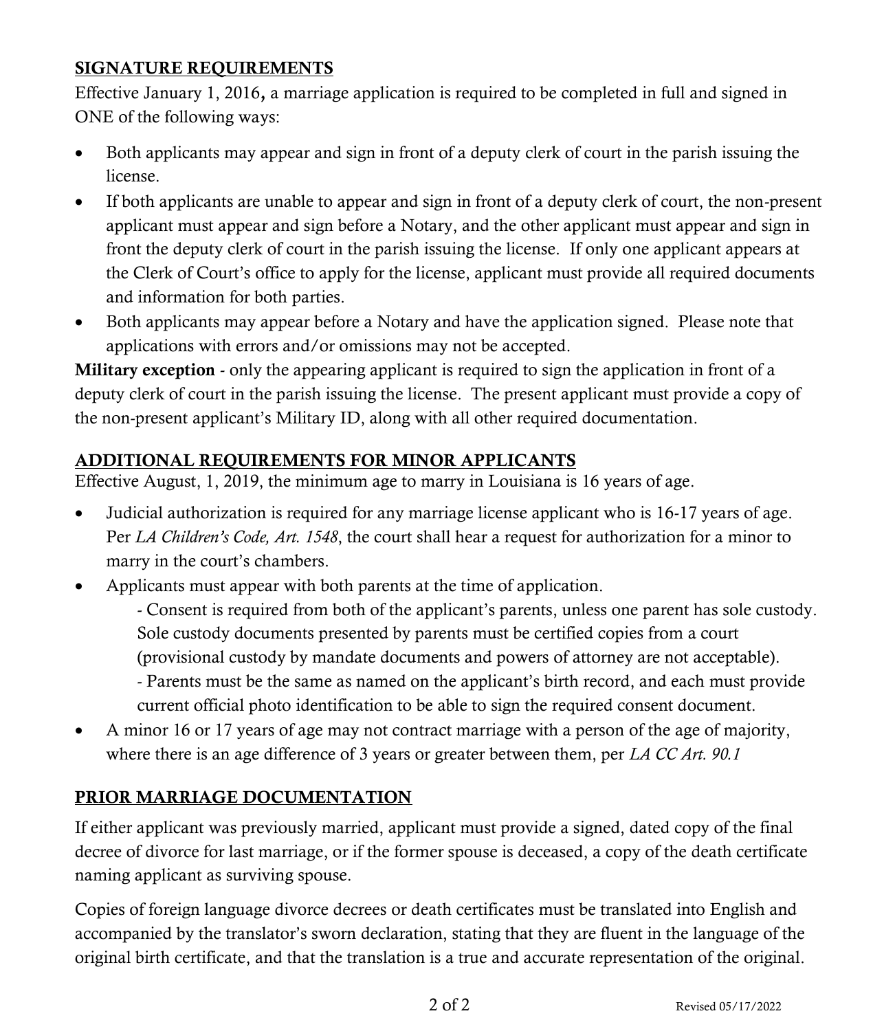## SIGNATURE REQUIREMENTS

Effective January 1, 2016**,** a marriage application is required to be completed in full and signed in ONE of the following ways:

- Both applicants may appear and sign in front of a deputy clerk of court in the parish issuing the license.
- If both applicants are unable to appear and sign in front of a deputy clerk of court, the non-present applicant must appear and sign before a Notary, and the other applicant must appear and sign in front the deputy clerk of court in the parish issuing the license. If only one applicant appears at the Clerk of Court's office to apply for the license, applicant must provide all required documents and information for both parties.
- Both applicants may appear before a Notary and have the application signed. Please note that applications with errors and/or omissions may not be accepted.

**Military exception** - only the appearing applicant is required to sign the application in front of a deputy clerk of court in the parish issuing the license. The present applicant must provide a copy of the non-present applicant's Military ID, along with all other required documentation.

## ADDITIONAL REQUIREMENTS FOR MINOR APPLICANTS

Effective August, 1, 2019, the minimum age to marry in Louisiana is 16 years of age.

- Judicial authorization is required for any marriage license applicant who is 16-17 years of age. Per *LA Children's Code, Art. 1548*, the court shall hear a request for authorization for a minor to marry in the court's chambers.
- Applicants must appear with both parents at the time of application.
  - Consent is required from both of the applicant's parents, unless one parent has sole custody. Sole custody documents presented by parents must be certified copies from a court (provisional custody by mandate documents and powers of attorney are not acceptable).
  - Parents must be the same as named on the applicant's birth record, and each must provide current official photo identification to be able to sign the required consent document.
- A minor 16 or 17 years of age may not contract marriage with a person of the age of majority, where there is an age difference of 3 years or greater between them, per *LA CC Art. 90.1*

## PRIOR MARRIAGE DOCUMENTATION

If either applicant was previously married, applicant must provide a signed, dated copy of the final decree of divorce for last marriage, or if the former spouse is deceased, a copy of the death certificate naming applicant as surviving spouse.

Copies of foreign language divorce decrees or death certificates must be translated into English and accompanied by the translator's sworn declaration, stating that they are fluent in the language of the original birth certificate, and that the translation is a true and accurate representation of the original.

Revised 05/17/2022